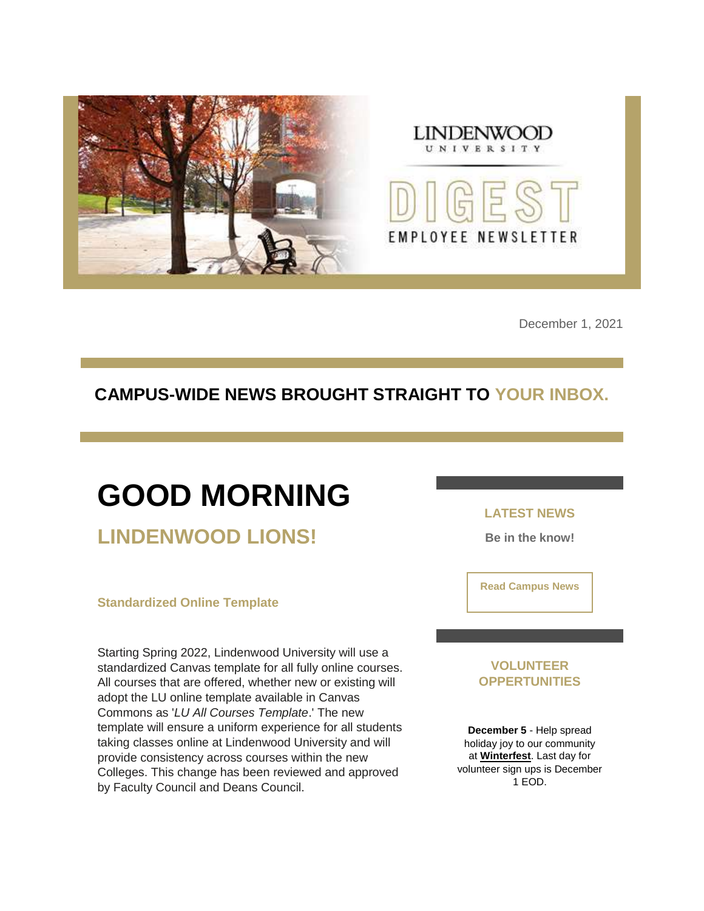LINDENWOOD UNIVERSITY

DIGEST

EMPLOYEE NEWSLETTER

December 1, 2021

## CAMPUS-WIDE NEWS BROUGHT STRAIGHT TO YOUR INBOX.

# GOOD MORNING

## LINDENWOOD LIONS!

### Standardized Online Template

Starting Spring 2022, Lindenwood University will use a standardized Canvas template for all fully online courses. All courses that are offered, whether new or existing will adopt the LU online template available in Canvas Commons as '*LU All Courses Template*.' The new template will ensure a uniform experience for all students taking classes online at Lindenwood University and will provide consistency across courses within the new Colleges. This change has been reviewed and approved by Faculty Council and Deans Council.

### LATEST NEWS

**Be in the know!**

Read Campus News

### VOLUNTEER OPPERTUNITIES

**December 5** - Help spread holiday joy to our community at **Winterfest**. Last day for volunteer sign ups is December 1 EOD.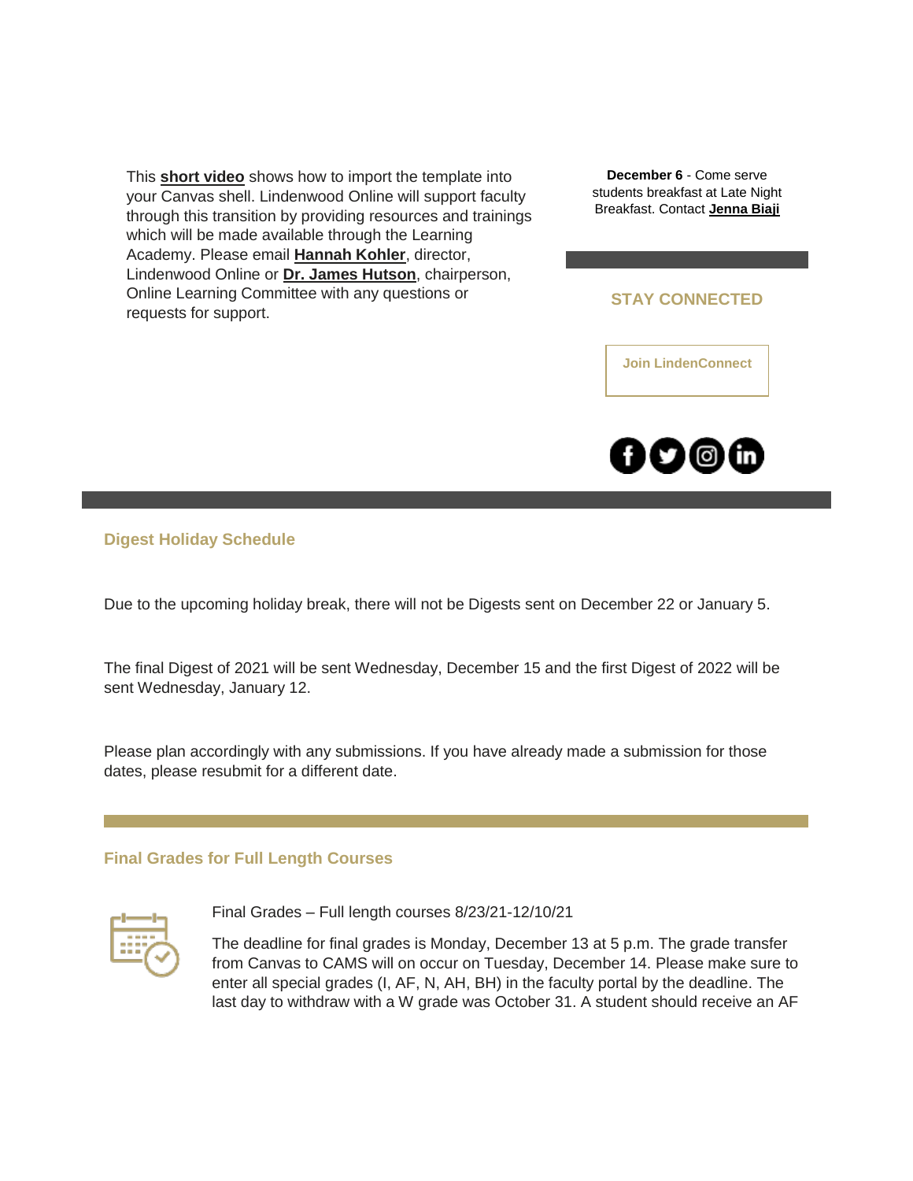This **short video** shows how to import the template into your Canvas shell. Lindenwood Online will support faculty through this transition by providing resources and trainings which will be made available through the Learning Academy. Please email **Hannah Kohler**, director, Lindenwood Online or **Dr. James Hutson**, chairperson, Online Learning Committee with any questions or requests for support.

**December 6** - Come serve students breakfast at Late Night Breakfast. Contact **Jenna Biaji**

### STAY CONNECTED

Join LindenConnect

### Digest Holiday Schedule

Due to the upcoming holiday break, there will not be Digests sent on December 22 or January 5.

The final Digest of 2021 will be sent Wednesday, December 15 and the first Digest of 2022 will be sent Wednesday, January 12.

Please plan accordingly with any submissions. If you have already made a submission for those dates, please resubmit for a different date.

### Final Grades for Full Length Courses

Final Grades – Full length courses 8/23/21-12/10/21

The deadline for final grades is Monday, December 13 at 5 p.m. The grade transfer from Canvas to CAMS will on occur on Tuesday, December 14. Please make sure to enter all special grades (I, AF, N, AH, BH) in the faculty portal by the deadline. The last day to withdraw with a W grade was October 31. A student should receive an AF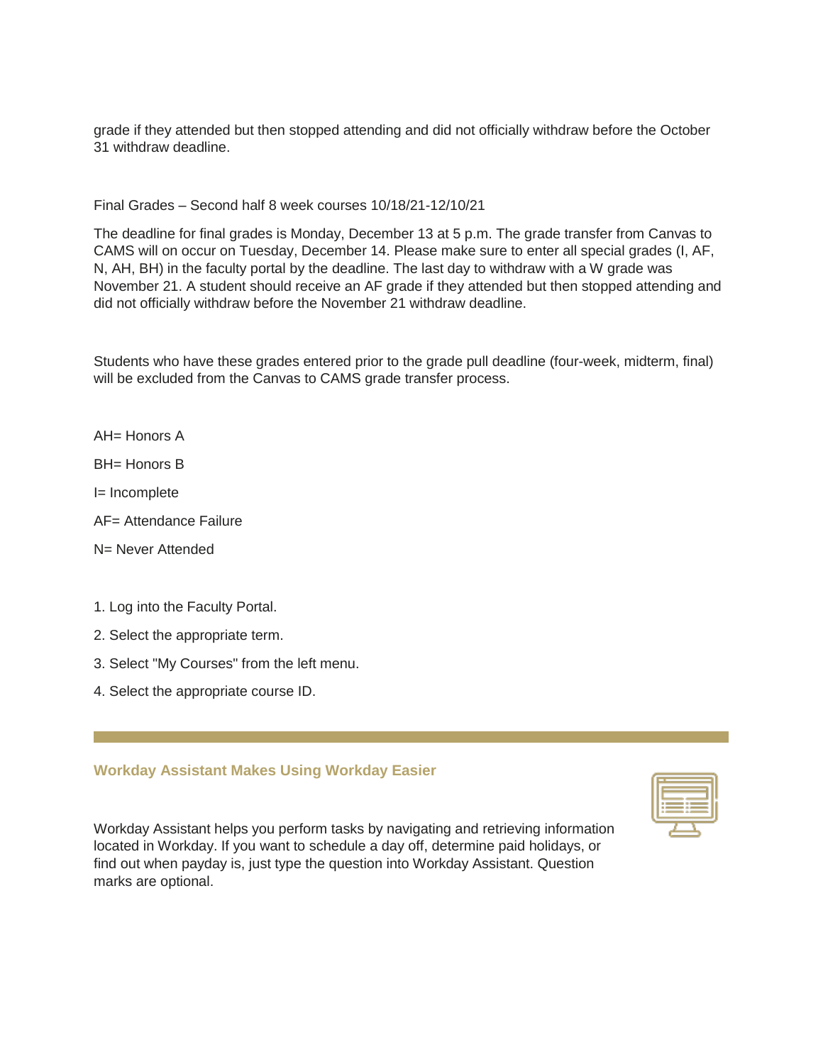grade if they attended but then stopped attending and did not officially withdraw before the October 31 withdraw deadline.

Final Grades – Second half 8 week courses 10/18/21-12/10/21

The deadline for final grades is Monday, December 13 at 5 p.m. The grade transfer from Canvas to CAMS will on occur on Tuesday, December 14. Please make sure to enter all special grades (I, AF, N, AH, BH) in the faculty portal by the deadline. The last day to withdraw with a W grade was November 21. A student should receive an AF grade if they attended but then stopped attending and did not officially withdraw before the November 21 withdraw deadline.

Students who have these grades entered prior to the grade pull deadline (four-week, midterm, final) will be excluded from the Canvas to CAMS grade transfer process.

AH= Honors A

BH= Honors B

I= Incomplete

AF= Attendance Failure

N= Never Attended

1. Log into the Faculty Portal.
2. Select the appropriate term.
3. Select "My Courses" from the left menu.
4. Select the appropriate course ID.

---

### Workday Assistant Makes Using Workday Easier

Workday Assistant helps you perform tasks by navigating and retrieving information located in Workday. If you want to schedule a day off, determine paid holidays, or find out when payday is, just type the question into Workday Assistant. Question marks are optional.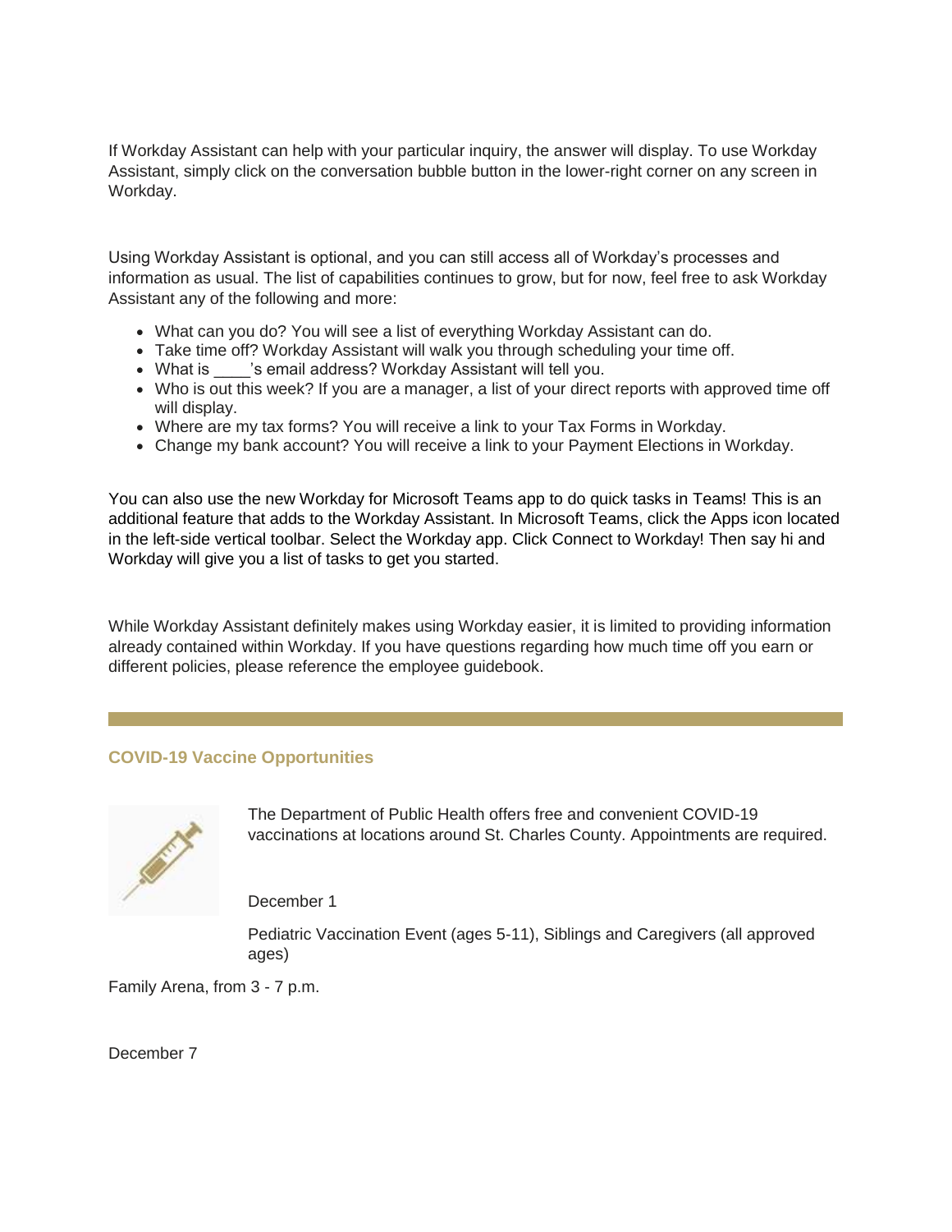If Workday Assistant can help with your particular inquiry, the answer will display. To use Workday Assistant, simply click on the conversation bubble button in the lower-right corner on any screen in Workday.

Using Workday Assistant is optional, and you can still access all of Workday's processes and information as usual. The list of capabilities continues to grow, but for now, feel free to ask Workday Assistant any of the following and more:

- What can you do? You will see a list of everything Workday Assistant can do.
- Take time off? Workday Assistant will walk you through scheduling your time off.
- What is ____'s email address? Workday Assistant will tell you.
- Who is out this week? If you are a manager, a list of your direct reports with approved time off will display.
- Where are my tax forms? You will receive a link to your Tax Forms in Workday.
- Change my bank account? You will receive a link to your Payment Elections in Workday.

You can also use the new Workday for Microsoft Teams app to do quick tasks in Teams! This is an additional feature that adds to the Workday Assistant. In Microsoft Teams, click the Apps icon located in the left-side vertical toolbar. Select the Workday app. Click Connect to Workday! Then say hi and Workday will give you a list of tasks to get you started.

While Workday Assistant definitely makes using Workday easier, it is limited to providing information already contained within Workday. If you have questions regarding how much time off you earn or different policies, please reference the employee guidebook.

---

## COVID-19 Vaccine Opportunities

The Department of Public Health offers free and convenient COVID-19 vaccinations at locations around St. Charles County. Appointments are required.

December 1

Pediatric Vaccination Event (ages 5-11), Siblings and Caregivers (all approved ages)

Family Arena, from 3 - 7 p.m.

December 7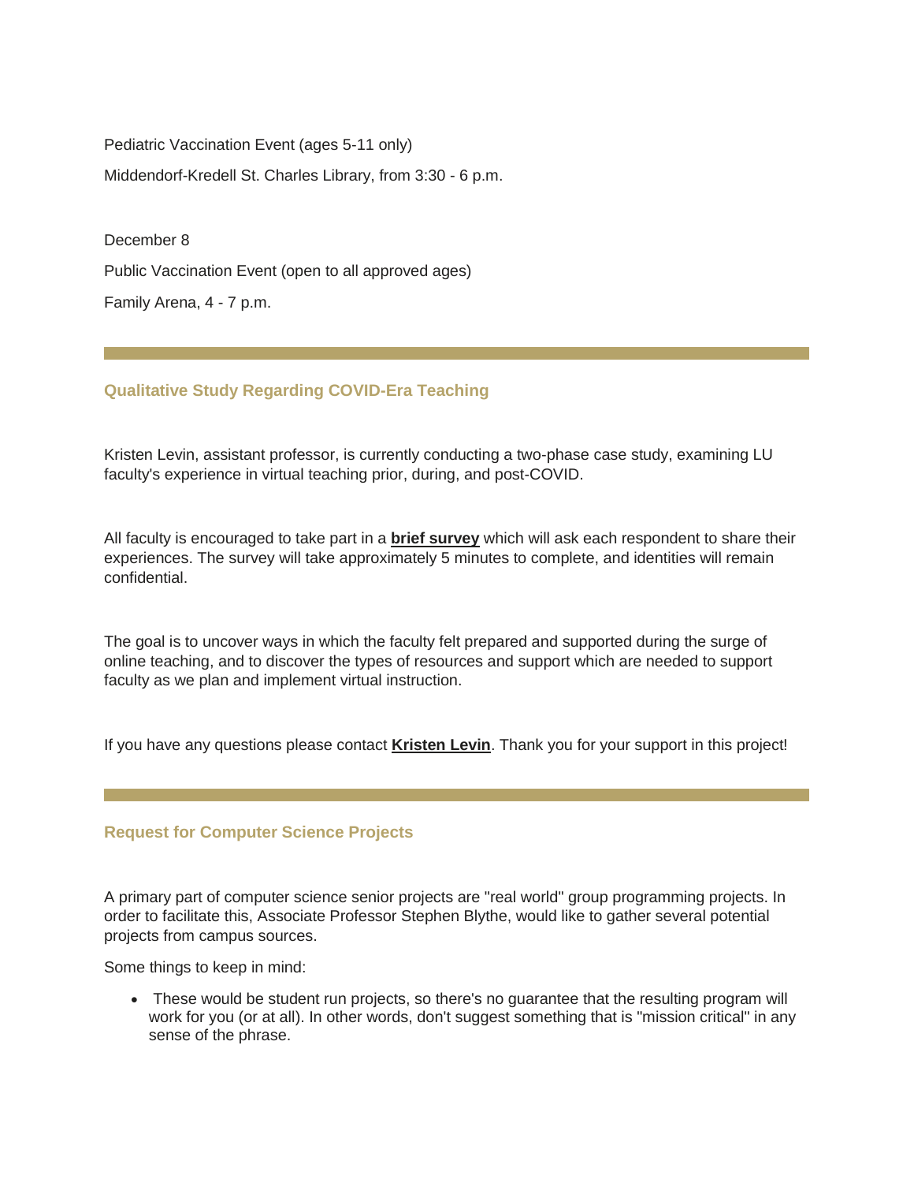Pediatric Vaccination Event (ages 5-11 only)

Middendorf-Kredell St. Charles Library, from 3:30 - 6 p.m.

December 8

Public Vaccination Event (open to all approved ages)

Family Arena, 4 - 7 p.m.

---

### Qualitative Study Regarding COVID-Era Teaching

Kristen Levin, assistant professor, is currently conducting a two-phase case study, examining LU faculty's experience in virtual teaching prior, during, and post-COVID.

All faculty is encouraged to take part in a **brief survey** which will ask each respondent to share their experiences. The survey will take approximately 5 minutes to complete, and identities will remain confidential.

The goal is to uncover ways in which the faculty felt prepared and supported during the surge of online teaching, and to discover the types of resources and support which are needed to support faculty as we plan and implement virtual instruction.

If you have any questions please contact **Kristen Levin**. Thank you for your support in this project!

---

### Request for Computer Science Projects

A primary part of computer science senior projects are "real world" group programming projects. In order to facilitate this, Associate Professor Stephen Blythe, would like to gather several potential projects from campus sources.

Some things to keep in mind:

- These would be student run projects, so there's no guarantee that the resulting program will work for you (or at all). In other words, don't suggest something that is "mission critical" in any sense of the phrase.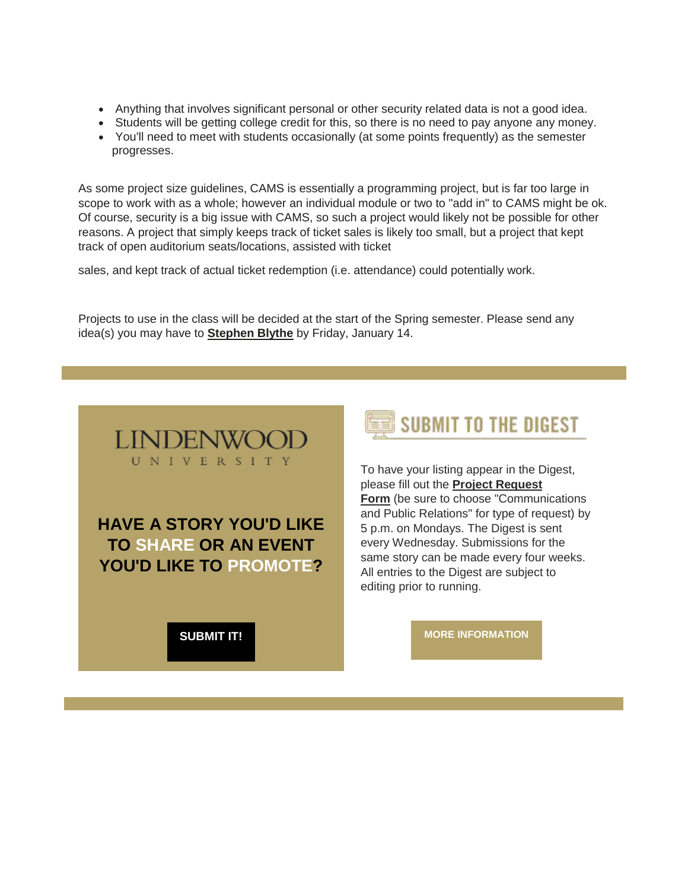- Anything that involves significant personal or other security related data is not a good idea.
- Students will be getting college credit for this, so there is no need to pay anyone any money.
- You'll need to meet with students occasionally (at some points frequently) as the semester progresses.

As some project size guidelines, CAMS is essentially a programming project, but is far too large in scope to work with as a whole; however an individual module or two to "add in" to CAMS might be ok. Of course, security is a big issue with CAMS, so such a project would likely not be possible for other reasons. A project that simply keeps track of ticket sales is likely too small, but a project that kept track of open auditorium seats/locations, assisted with ticket sales, and kept track of actual ticket redemption (i.e. attendance) could potentially work.

Projects to use in the class will be decided at the start of the Spring semester. Please send any idea(s) you may have to **Stephen Blythe** by Friday, January 14.

LINDENWOOD UNIVERSITY

**HAVE A STORY YOU'D LIKE TO SHARE OR AN EVENT YOU'D LIKE TO PROMOTE?**

**SUBMIT IT!**

## SUBMIT TO THE DIGEST

To have your listing appear in the Digest, please fill out the **Project Request Form** (be sure to choose "Communications and Public Relations" for type of request) by 5 p.m. on Mondays. The Digest is sent every Wednesday. Submissions for the same story can be made every four weeks. All entries to the Digest are subject to editing prior to running.

**MORE INFORMATION**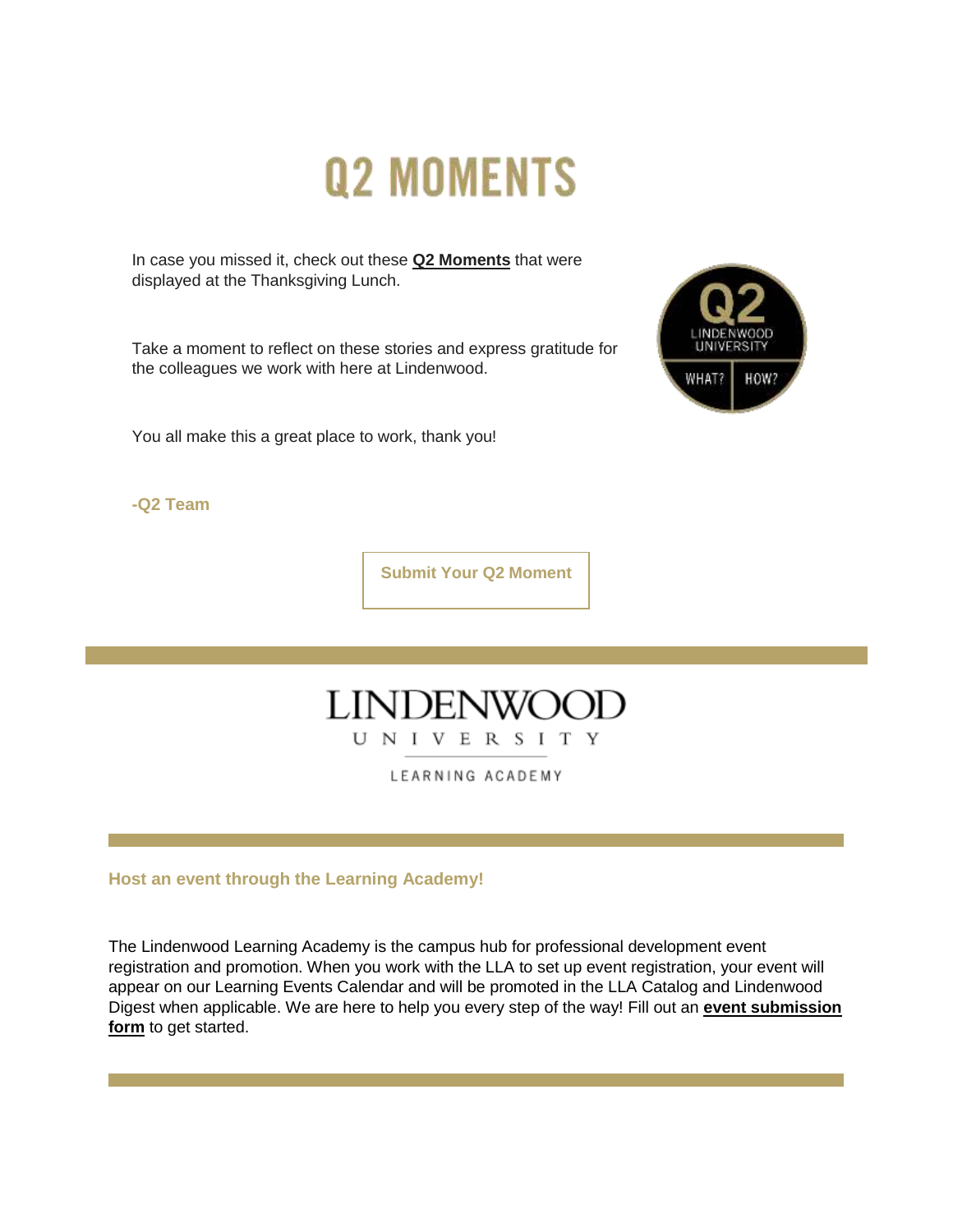# Q2 MOMENTS

In case you missed it, check out these **Q2 Moments** that were displayed at the Thanksgiving Lunch.

Take a moment to reflect on these stories and express gratitude for the colleagues we work with here at Lindenwood.

You all make this a great place to work, thank you!

**-Q2 Team**

**Submit Your Q2 Moment**

LINDENWOOD UNIVERSITY

LEARNING ACADEMY

### Host an event through the Learning Academy!

The Lindenwood Learning Academy is the campus hub for professional development event registration and promotion. When you work with the LLA to set up event registration, your event will appear on our Learning Events Calendar and will be promoted in the LLA Catalog and Lindenwood Digest when applicable. We are here to help you every step of the way! Fill out an **event submission form** to get started.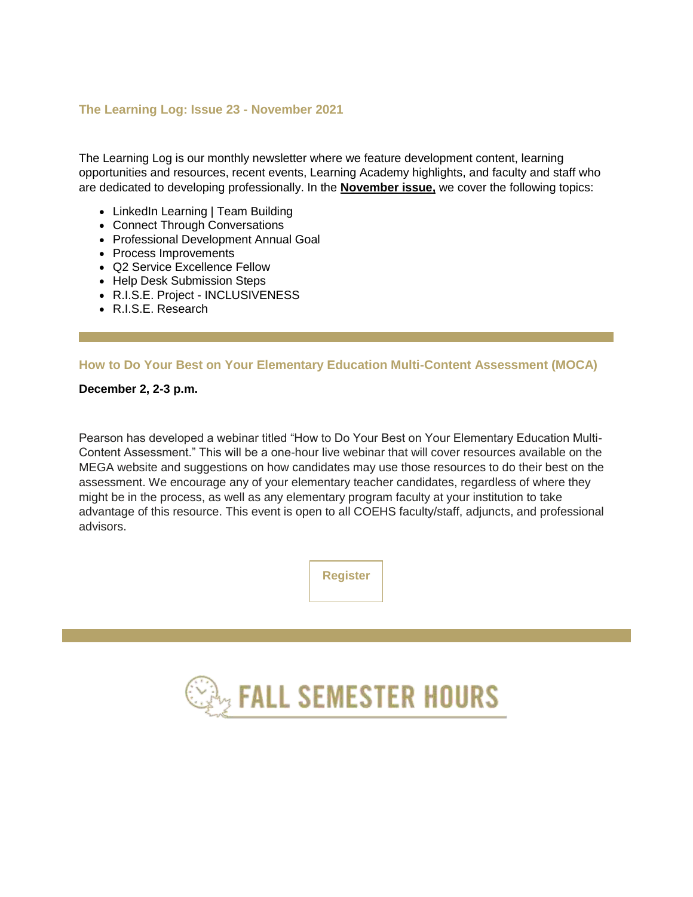### The Learning Log: Issue 23 - November 2021

The Learning Log is our monthly newsletter where we feature development content, learning opportunities and resources, recent events, Learning Academy highlights, and faculty and staff who are dedicated to developing professionally. In the **November issue,** we cover the following topics:

- LinkedIn Learning | Team Building
- Connect Through Conversations
- Professional Development Annual Goal
- Process Improvements
- Q2 Service Excellence Fellow
- Help Desk Submission Steps
- R.I.S.E. Project - INCLUSIVENESS
- R.I.S.E. Research

---

### How to Do Your Best on Your Elementary Education Multi-Content Assessment (MOCA)

**December 2, 2-3 p.m.**

Pearson has developed a webinar titled "How to Do Your Best on Your Elementary Education Multi-Content Assessment." This will be a one-hour live webinar that will cover resources available on the MEGA website and suggestions on how candidates may use those resources to do their best on the assessment. We encourage any of your elementary teacher candidates, regardless of where they might be in the process, as well as any elementary program faculty at your institution to take advantage of this resource. This event is open to all COEHS faculty/staff, adjuncts, and professional advisors.

Register

---

## FALL SEMESTER HOURS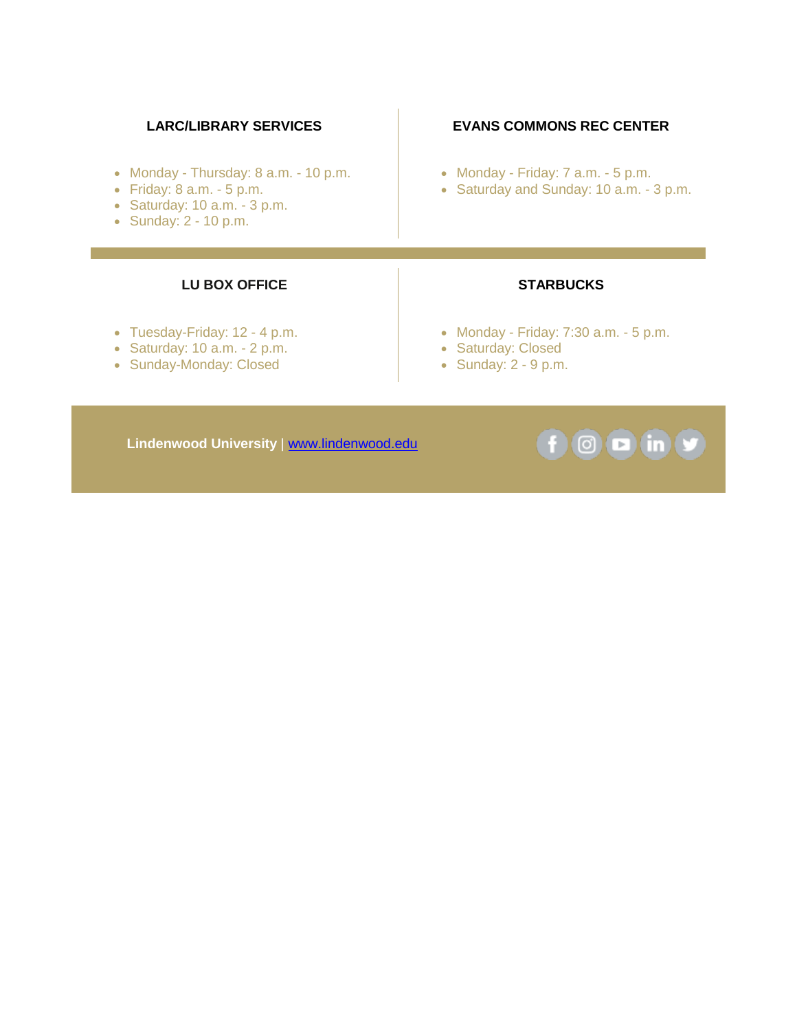### LARC/LIBRARY SERVICES

- Monday - Thursday: 8 a.m. - 10 p.m.
- Friday: 8 a.m. - 5 p.m.
- Saturday: 10 a.m. - 3 p.m.
- Sunday: 2 - 10 p.m.

### EVANS COMMONS REC CENTER

- Monday - Friday: 7 a.m. - 5 p.m.
- Saturday and Sunday: 10 a.m. - 3 p.m.

### LU BOX OFFICE

- Tuesday-Friday: 12 - 4 p.m.
- Saturday: 10 a.m. - 2 p.m.
- Sunday-Monday: Closed

### STARBUCKS

- Monday - Friday: 7:30 a.m. - 5 p.m.
- Saturday: Closed
- Sunday: 2 - 9 p.m.

**Lindenwood University** | www.lindenwood.edu